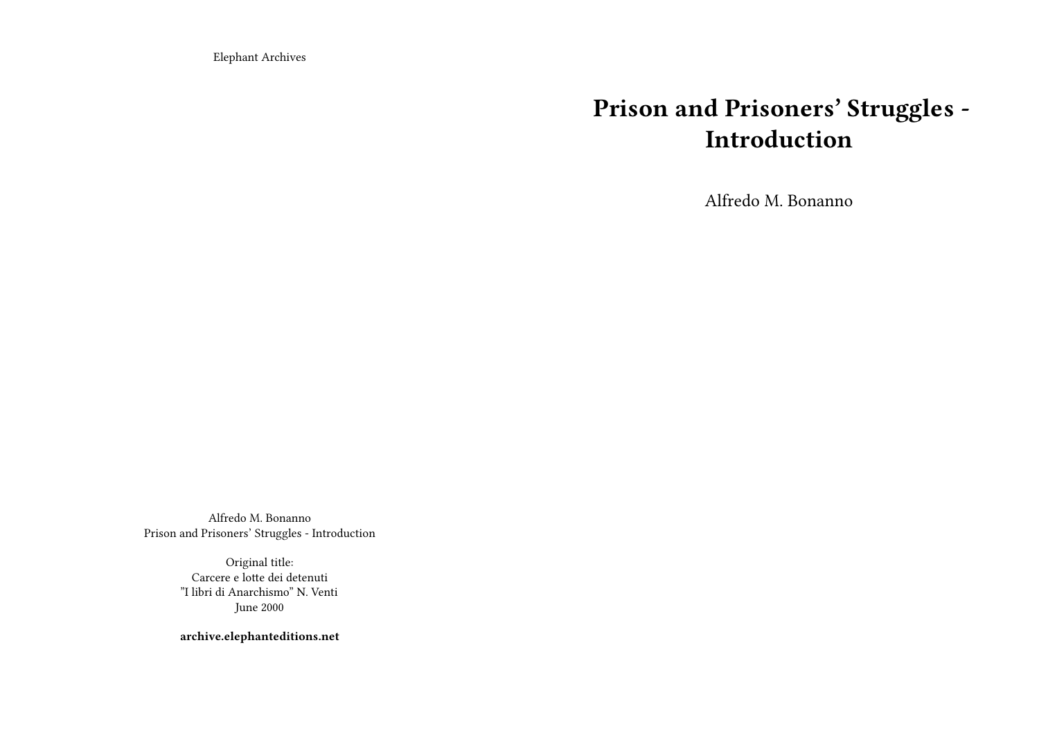Elephant Archives

# Prison and Prisoners' Struggles - Introduction

Alfredo M. Bonanno

Alfredo M. Bonanno
Prison and Prisoners' Struggles - Introduction

Original title:
Carcere e lotte dei detenuti
"I libri di Anarchismo" N. Venti
June 2000

**archive.elephanteditions.net**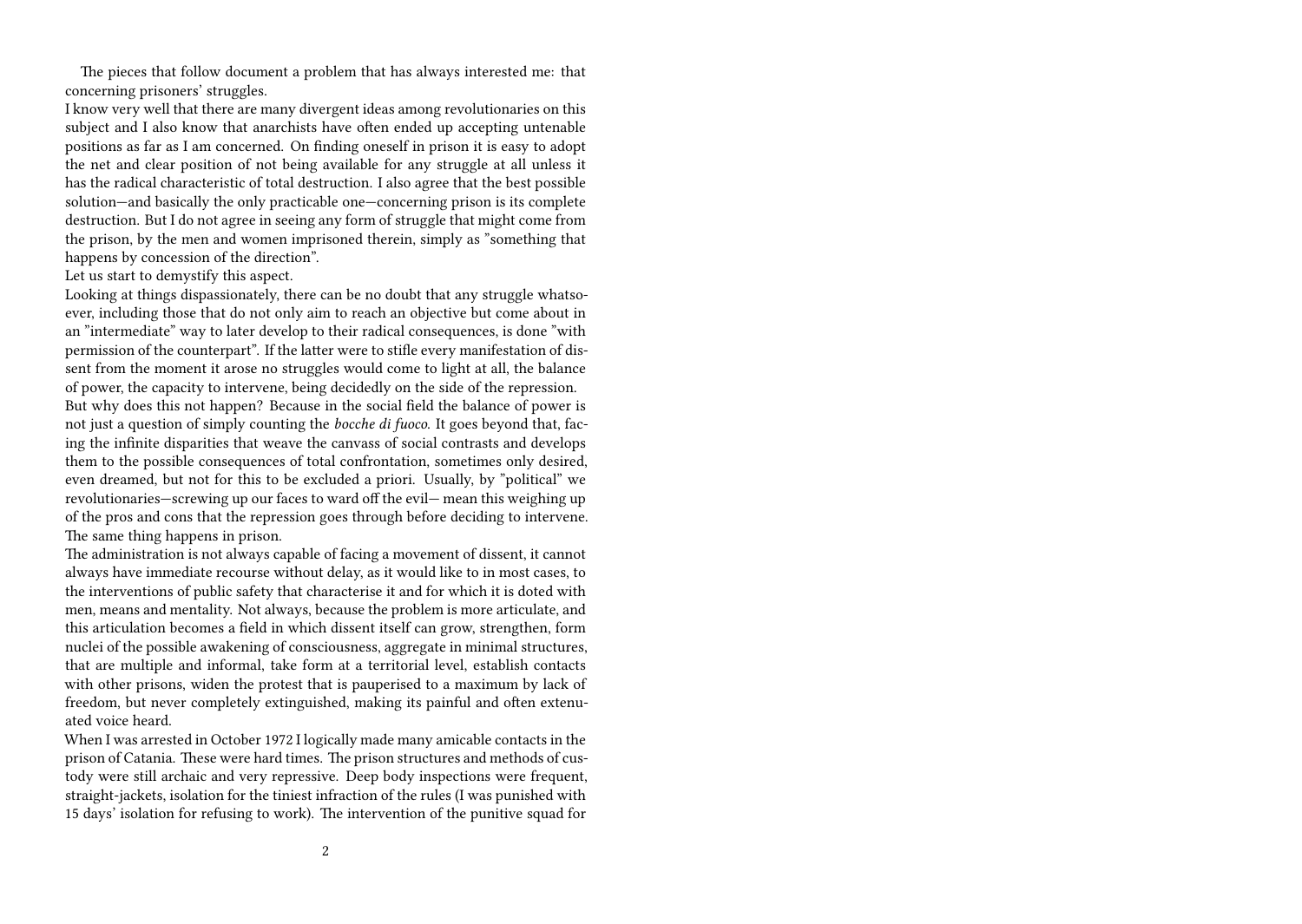The pieces that follow document a problem that has always interested me: that concerning prisoners' struggles.

I know very well that there are many divergent ideas among revolutionaries on this subject and I also know that anarchists have often ended up accepting untenable positions as far as I am concerned. On finding oneself in prison it is easy to adopt the net and clear position of not being available for any struggle at all unless it has the radical characteristic of total destruction. I also agree that the best possible solution—and basically the only practicable one—concerning prison is its complete destruction. But I do not agree in seeing any form of struggle that might come from the prison, by the men and women imprisoned therein, simply as "something that happens by concession of the direction".

Let us start to demystify this aspect.

Looking at things dispassionately, there can be no doubt that any struggle whatsoever, including those that do not only aim to reach an objective but come about in an "intermediate" way to later develop to their radical consequences, is done "with permission of the counterpart". If the latter were to stifle every manifestation of dissent from the moment it arose no struggles would come to light at all, the balance of power, the capacity to intervene, being decidedly on the side of the repression.

But why does this not happen? Because in the social field the balance of power is not just a question of simply counting the *bocche di fuoco*. It goes beyond that, facing the infinite disparities that weave the canvass of social contrasts and develops them to the possible consequences of total confrontation, sometimes only desired, even dreamed, but not for this to be excluded a priori. Usually, by "political" we revolutionaries—screwing up our faces to ward off the evil— mean this weighing up of the pros and cons that the repression goes through before deciding to intervene. The same thing happens in prison.

The administration is not always capable of facing a movement of dissent, it cannot always have immediate recourse without delay, as it would like to in most cases, to the interventions of public safety that characterise it and for which it is doted with men, means and mentality. Not always, because the problem is more articulate, and this articulation becomes a field in which dissent itself can grow, strengthen, form nuclei of the possible awakening of consciousness, aggregate in minimal structures, that are multiple and informal, take form at a territorial level, establish contacts with other prisons, widen the protest that is pauperised to a maximum by lack of freedom, but never completely extinguished, making its painful and often extenuated voice heard.

When I was arrested in October 1972 I logically made many amicable contacts in the prison of Catania. These were hard times. The prison structures and methods of custody were still archaic and very repressive. Deep body inspections were frequent, straight-jackets, isolation for the tiniest infraction of the rules (I was punished with 15 days' isolation for refusing to work). The intervention of the punitive squad for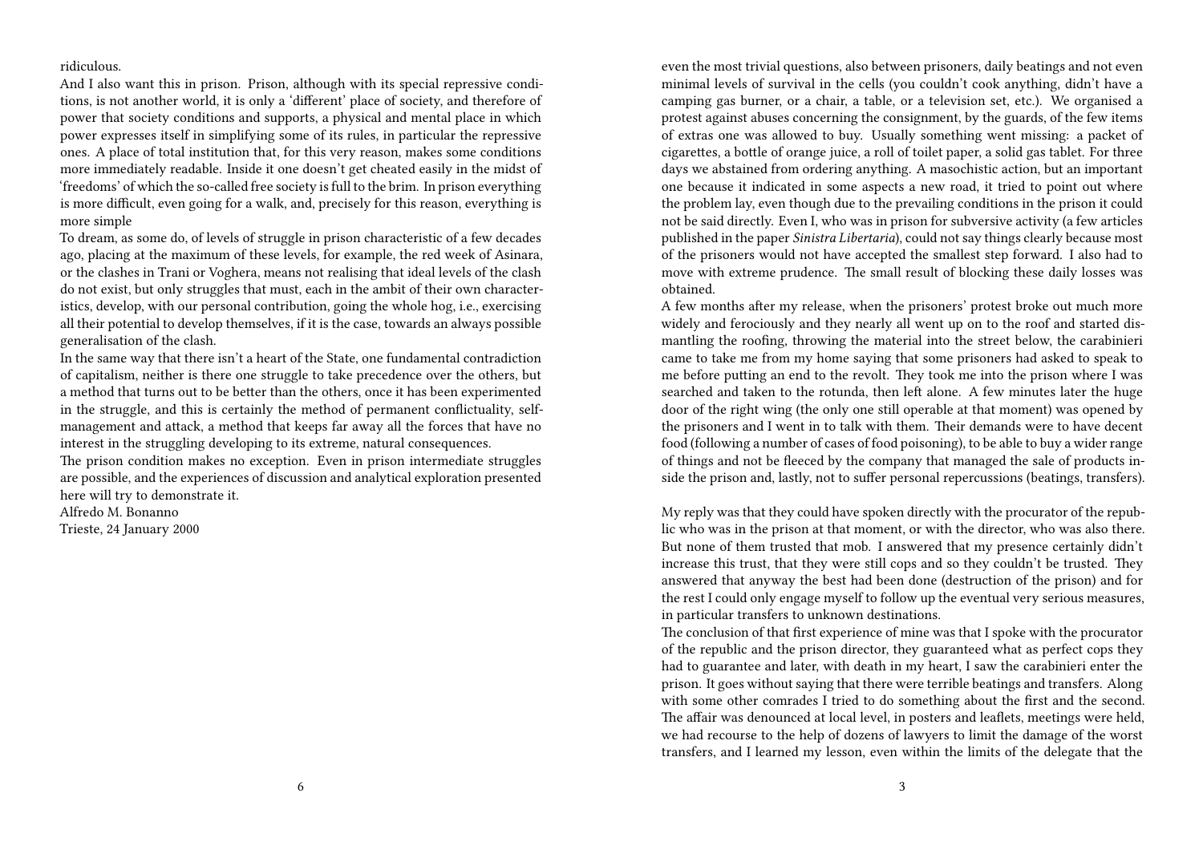ridiculous.

And I also want this in prison. Prison, although with its special repressive conditions, is not another world, it is only a 'different' place of society, and therefore of power that society conditions and supports, a physical and mental place in which power expresses itself in simplifying some of its rules, in particular the repressive ones. A place of total institution that, for this very reason, makes some conditions more immediately readable. Inside it one doesn't get cheated easily in the midst of 'freedoms' of which the so-called free society is full to the brim. In prison everything is more difficult, even going for a walk, and, precisely for this reason, everything is more simple

To dream, as some do, of levels of struggle in prison characteristic of a few decades ago, placing at the maximum of these levels, for example, the red week of Asinara, or the clashes in Trani or Voghera, means not realising that ideal levels of the clash do not exist, but only struggles that must, each in the ambit of their own characteristics, develop, with our personal contribution, going the whole hog, i.e., exercising all their potential to develop themselves, if it is the case, towards an always possible generalisation of the clash.

In the same way that there isn't a heart of the State, one fundamental contradiction of capitalism, neither is there one struggle to take precedence over the others, but a method that turns out to be better than the others, once it has been experimented in the struggle, and this is certainly the method of permanent conflictuality, self-management and attack, a method that keeps far away all the forces that have no interest in the struggling developing to its extreme, natural consequences.

The prison condition makes no exception. Even in prison intermediate struggles are possible, and the experiences of discussion and analytical exploration presented here will try to demonstrate it.

Alfredo M. Bonanno
Trieste, 24 January 2000

even the most trivial questions, also between prisoners, daily beatings and not even minimal levels of survival in the cells (you couldn't cook anything, didn't have a camping gas burner, or a chair, a table, or a television set, etc.). We organised a protest against abuses concerning the consignment, by the guards, of the few items of extras one was allowed to buy. Usually something went missing: a packet of cigarettes, a bottle of orange juice, a roll of toilet paper, a solid gas tablet. For three days we abstained from ordering anything. A masochistic action, but an important one because it indicated in some aspects a new road, it tried to point out where the problem lay, even though due to the prevailing conditions in the prison it could not be said directly. Even I, who was in prison for subversive activity (a few articles published in the paper *Sinistra Libertaria*), could not say things clearly because most of the prisoners would not have accepted the smallest step forward. I also had to move with extreme prudence. The small result of blocking these daily losses was obtained.

A few months after my release, when the prisoners' protest broke out much more widely and ferociously and they nearly all went up on to the roof and started dismantling the roofing, throwing the material into the street below, the carabinieri came to take me from my home saying that some prisoners had asked to speak to me before putting an end to the revolt. They took me into the prison where I was searched and taken to the rotunda, then left alone. A few minutes later the huge door of the right wing (the only one still operable at that moment) was opened by the prisoners and I went in to talk with them. Their demands were to have decent food (following a number of cases of food poisoning), to be able to buy a wider range of things and not be fleeced by the company that managed the sale of products inside the prison and, lastly, not to suffer personal repercussions (beatings, transfers).

My reply was that they could have spoken directly with the procurator of the republic who was in the prison at that moment, or with the director, who was also there. But none of them trusted that mob. I answered that my presence certainly didn't increase this trust, that they were still cops and so they couldn't be trusted. They answered that anyway the best had been done (destruction of the prison) and for the rest I could only engage myself to follow up the eventual very serious measures, in particular transfers to unknown destinations.

The conclusion of that first experience of mine was that I spoke with the procurator of the republic and the prison director, they guaranteed what as perfect cops they had to guarantee and later, with death in my heart, I saw the carabinieri enter the prison. It goes without saying that there were terrible beatings and transfers. Along with some other comrades I tried to do something about the first and the second. The affair was denounced at local level, in posters and leaflets, meetings were held, we had recourse to the help of dozens of lawyers to limit the damage of the worst transfers, and I learned my lesson, even within the limits of the delegate that the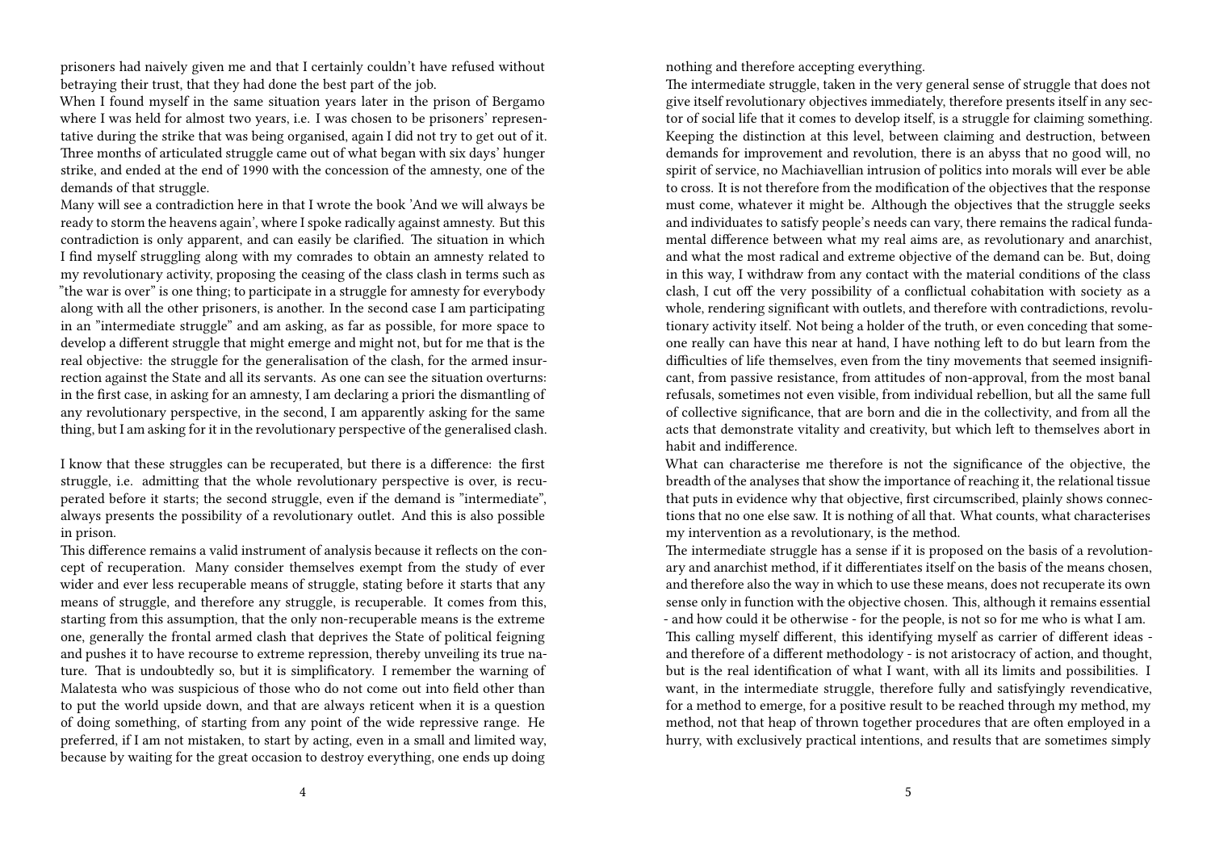prisoners had naively given me and that I certainly couldn't have refused without betraying their trust, that they had done the best part of the job.

When I found myself in the same situation years later in the prison of Bergamo where I was held for almost two years, i.e. I was chosen to be prisoners' representative during the strike that was being organised, again I did not try to get out of it. Three months of articulated struggle came out of what began with six days' hunger strike, and ended at the end of 1990 with the concession of the amnesty, one of the demands of that struggle.

Many will see a contradiction here in that I wrote the book 'And we will always be ready to storm the heavens again', where I spoke radically against amnesty. But this contradiction is only apparent, and can easily be clarified. The situation in which I find myself struggling along with my comrades to obtain an amnesty related to my revolutionary activity, proposing the ceasing of the class clash in terms such as "the war is over" is one thing; to participate in a struggle for amnesty for everybody along with all the other prisoners, is another. In the second case I am participating in an "intermediate struggle" and am asking, as far as possible, for more space to develop a different struggle that might emerge and might not, but for me that is the real objective: the struggle for the generalisation of the clash, for the armed insurrection against the State and all its servants. As one can see the situation overturns: in the first case, in asking for an amnesty, I am declaring a priori the dismantling of any revolutionary perspective, in the second, I am apparently asking for the same thing, but I am asking for it in the revolutionary perspective of the generalised clash.

I know that these struggles can be recuperated, but there is a difference: the first struggle, i.e. admitting that the whole revolutionary perspective is over, is recuperated before it starts; the second struggle, even if the demand is "intermediate", always presents the possibility of a revolutionary outlet. And this is also possible in prison.

This difference remains a valid instrument of analysis because it reflects on the concept of recuperation. Many consider themselves exempt from the study of ever wider and ever less recuperable means of struggle, stating before it starts that any means of struggle, and therefore any struggle, is recuperable. It comes from this, starting from this assumption, that the only non-recuperable means is the extreme one, generally the frontal armed clash that deprives the State of political feigning and pushes it to have recourse to extreme repression, thereby unveiling its true nature. That is undoubtedly so, but it is simplificatory. I remember the warning of Malatesta who was suspicious of those who do not come out into field other than to put the world upside down, and that are always reticent when it is a question of doing something, of starting from any point of the wide repressive range. He preferred, if I am not mistaken, to start by acting, even in a small and limited way, because by waiting for the great occasion to destroy everything, one ends up doing nothing and therefore accepting everything.

The intermediate struggle, taken in the very general sense of struggle that does not give itself revolutionary objectives immediately, therefore presents itself in any sector of social life that it comes to develop itself, is a struggle for claiming something. Keeping the distinction at this level, between claiming and destruction, between demands for improvement and revolution, there is an abyss that no good will, no spirit of service, no Machiavellian intrusion of politics into morals will ever be able to cross. It is not therefore from the modification of the objectives that the response must come, whatever it might be. Although the objectives that the struggle seeks and individuates to satisfy people's needs can vary, there remains the radical fundamental difference between what my real aims are, as revolutionary and anarchist, and what the most radical and extreme objective of the demand can be. But, doing in this way, I withdraw from any contact with the material conditions of the class clash, I cut off the very possibility of a conflictual cohabitation with society as a whole, rendering significant with outlets, and therefore with contradictions, revolutionary activity itself. Not being a holder of the truth, or even conceding that someone really can have this near at hand, I have nothing left to do but learn from the difficulties of life themselves, even from the tiny movements that seemed insignificant, from passive resistance, from attitudes of non-approval, from the most banal refusals, sometimes not even visible, from individual rebellion, but all the same full of collective significance, that are born and die in the collectivity, and from all the acts that demonstrate vitality and creativity, but which left to themselves abort in habit and indifference.

What can characterise me therefore is not the significance of the objective, the breadth of the analyses that show the importance of reaching it, the relational tissue that puts in evidence why that objective, first circumscribed, plainly shows connections that no one else saw. It is nothing of all that. What counts, what characterises my intervention as a revolutionary, is the method.

The intermediate struggle has a sense if it is proposed on the basis of a revolutionary and anarchist method, if it differentiates itself on the basis of the means chosen, and therefore also the way in which to use these means, does not recuperate its own sense only in function with the objective chosen. This, although it remains essential - and how could it be otherwise - for the people, is not so for me who is what I am.

This calling myself different, this identifying myself as carrier of different ideas - and therefore of a different methodology - is not aristocracy of action, and thought, but is the real identification of what I want, with all its limits and possibilities. I want, in the intermediate struggle, therefore fully and satisfyingly revendicative, for a method to emerge, for a positive result to be reached through my method, my method, not that heap of thrown together procedures that are often employed in a hurry, with exclusively practical intentions, and results that are sometimes simply